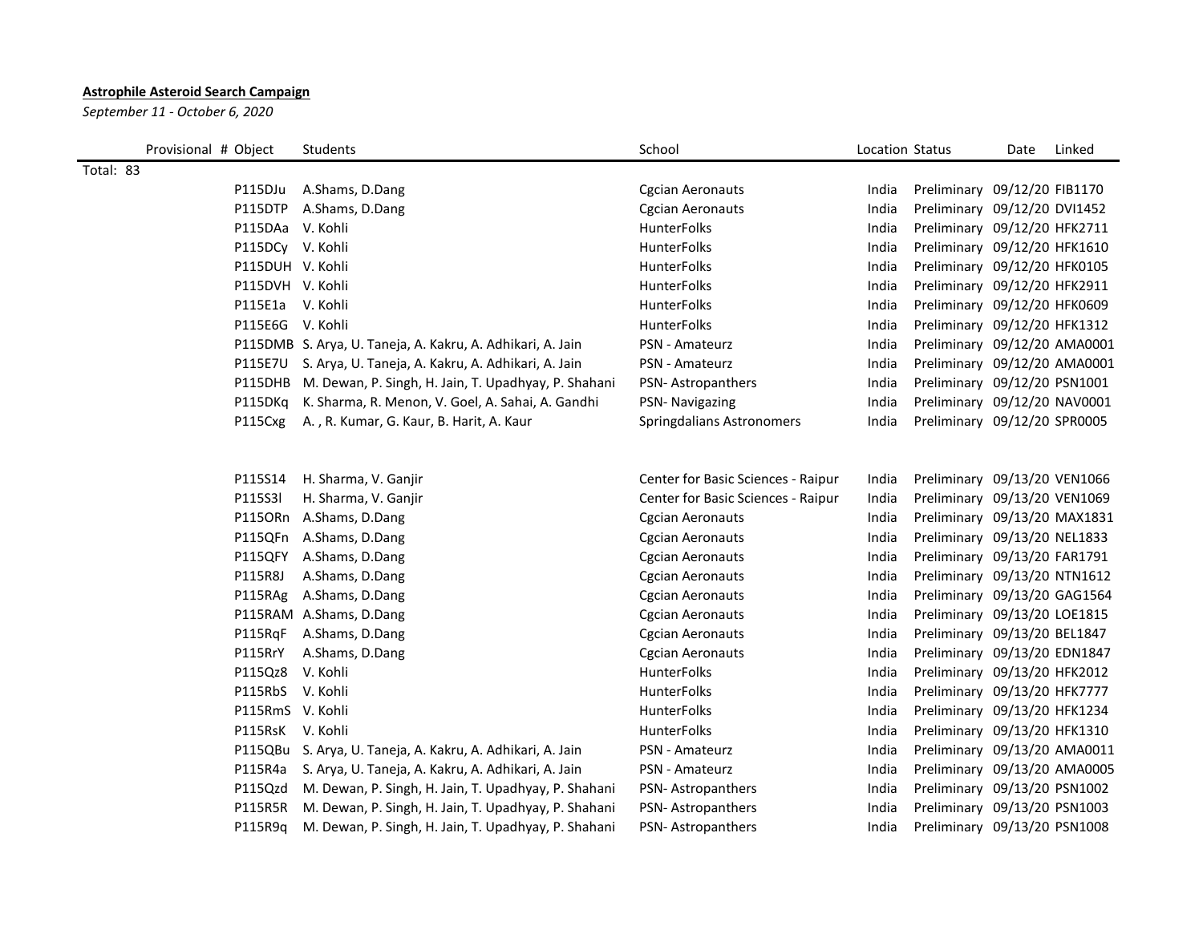**Astrophile Asteroid Search Campaign**

*September 11 - October 6, 2020*

| Provisional # | Object | Students | School | Location | Status | Date | Linked |
|---|---|---|---|---|---|---|---|
| Total: 83 | | | | | | | |
| | P115DJu | A.Shams, D.Dang | Cgcian Aeronauts | India | Preliminary | 09/12/20 | FIB1170 |
| | P115DTP | A.Shams, D.Dang | Cgcian Aeronauts | India | Preliminary | 09/12/20 | DVI1452 |
| | P115DAa | V. Kohli | HunterFolks | India | Preliminary | 09/12/20 | HFK2711 |
| | P115DCy | V. Kohli | HunterFolks | India | Preliminary | 09/12/20 | HFK1610 |
| | P115DUH | V. Kohli | HunterFolks | India | Preliminary | 09/12/20 | HFK0105 |
| | P115DVH | V. Kohli | HunterFolks | India | Preliminary | 09/12/20 | HFK2911 |
| | P115E1a | V. Kohli | HunterFolks | India | Preliminary | 09/12/20 | HFK0609 |
| | P115E6G | V. Kohli | HunterFolks | India | Preliminary | 09/12/20 | HFK1312 |
| | P115DMB | S. Arya, U. Taneja, A. Kakru, A. Adhikari, A. Jain | PSN - Amateurz | India | Preliminary | 09/12/20 | AMA0001 |
| | P115E7U | S. Arya, U. Taneja, A. Kakru, A. Adhikari, A. Jain | PSN - Amateurz | India | Preliminary | 09/12/20 | AMA0001 |
| | P115DHB | M. Dewan, P. Singh, H. Jain, T. Upadhyay, P. Shahani | PSN- Astropanthers | India | Preliminary | 09/12/20 | PSN1001 |
| | P115DKq | K. Sharma, R. Menon, V. Goel, A. Sahai, A. Gandhi | PSN- Navigazing | India | Preliminary | 09/12/20 | NAV0001 |
| | P115Cxg | A. , R. Kumar, G. Kaur, B. Harit, A. Kaur | Springdalians Astronomers | India | Preliminary | 09/12/20 | SPR0005 |
| | | | | | | | |
| | P115S14 | H. Sharma, V. Ganjir | Center for Basic Sciences - Raipur | India | Preliminary | 09/13/20 | VEN1066 |
| | P115S3l | H. Sharma, V. Ganjir | Center for Basic Sciences - Raipur | India | Preliminary | 09/13/20 | VEN1069 |
| | P115ORn | A.Shams, D.Dang | Cgcian Aeronauts | India | Preliminary | 09/13/20 | MAX1831 |
| | P115QFn | A.Shams, D.Dang | Cgcian Aeronauts | India | Preliminary | 09/13/20 | NEL1833 |
| | P115QFY | A.Shams, D.Dang | Cgcian Aeronauts | India | Preliminary | 09/13/20 | FAR1791 |
| | P115R8J | A.Shams, D.Dang | Cgcian Aeronauts | India | Preliminary | 09/13/20 | NTN1612 |
| | P115RAg | A.Shams, D.Dang | Cgcian Aeronauts | India | Preliminary | 09/13/20 | GAG1564 |
| | P115RAM | A.Shams, D.Dang | Cgcian Aeronauts | India | Preliminary | 09/13/20 | LOE1815 |
| | P115RqF | A.Shams, D.Dang | Cgcian Aeronauts | India | Preliminary | 09/13/20 | BEL1847 |
| | P115RrY | A.Shams, D.Dang | Cgcian Aeronauts | India | Preliminary | 09/13/20 | EDN1847 |
| | P115Qz8 | V. Kohli | HunterFolks | India | Preliminary | 09/13/20 | HFK2012 |
| | P115RbS | V. Kohli | HunterFolks | India | Preliminary | 09/13/20 | HFK7777 |
| | P115RmS | V. Kohli | HunterFolks | India | Preliminary | 09/13/20 | HFK1234 |
| | P115RsK | V. Kohli | HunterFolks | India | Preliminary | 09/13/20 | HFK1310 |
| | P115QBu | S. Arya, U. Taneja, A. Kakru, A. Adhikari, A. Jain | PSN - Amateurz | India | Preliminary | 09/13/20 | AMA0011 |
| | P115R4a | S. Arya, U. Taneja, A. Kakru, A. Adhikari, A. Jain | PSN - Amateurz | India | Preliminary | 09/13/20 | AMA0005 |
| | P115Qzd | M. Dewan, P. Singh, H. Jain, T. Upadhyay, P. Shahani | PSN- Astropanthers | India | Preliminary | 09/13/20 | PSN1002 |
| | P115R5R | M. Dewan, P. Singh, H. Jain, T. Upadhyay, P. Shahani | PSN- Astropanthers | India | Preliminary | 09/13/20 | PSN1003 |
| | P115R9q | M. Dewan, P. Singh, H. Jain, T. Upadhyay, P. Shahani | PSN- Astropanthers | India | Preliminary | 09/13/20 | PSN1008 |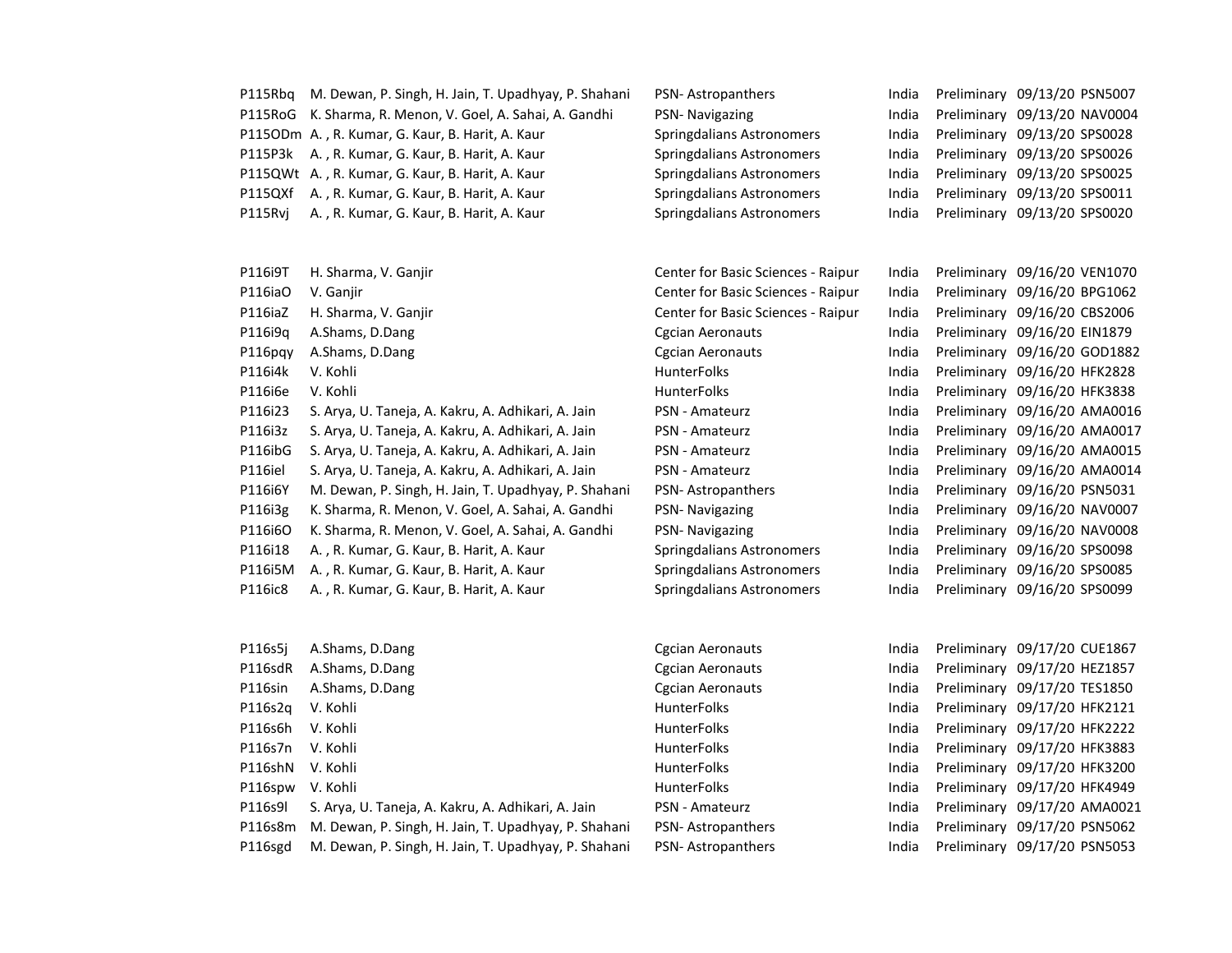| | | | | | | |
|---|---|---|---|---|---|---|
| P115Rbq | M. Dewan, P. Singh, H. Jain, T. Upadhyay, P. Shahani | PSN- Astropanthers | India | Preliminary | 09/13/20 | PSN5007 |
| P115RoG | K. Sharma, R. Menon, V. Goel, A. Sahai, A. Gandhi | PSN- Navigazing | India | Preliminary | 09/13/20 | NAV0004 |
| P115ODm | A. , R. Kumar, G. Kaur, B. Harit, A. Kaur | Springdalians Astronomers | India | Preliminary | 09/13/20 | SPS0028 |
| P115P3k | A. , R. Kumar, G. Kaur, B. Harit, A. Kaur | Springdalians Astronomers | India | Preliminary | 09/13/20 | SPS0026 |
| P115QWt | A. , R. Kumar, G. Kaur, B. Harit, A. Kaur | Springdalians Astronomers | India | Preliminary | 09/13/20 | SPS0025 |
| P115QXf | A. , R. Kumar, G. Kaur, B. Harit, A. Kaur | Springdalians Astronomers | India | Preliminary | 09/13/20 | SPS0011 |
| P115Rvj | A. , R. Kumar, G. Kaur, B. Harit, A. Kaur | Springdalians Astronomers | India | Preliminary | 09/13/20 | SPS0020 |
| | | | | | | |
| P116i9T | H. Sharma, V. Ganjir | Center for Basic Sciences - Raipur | India | Preliminary | 09/16/20 | VEN1070 |
| P116iaO | V. Ganjir | Center for Basic Sciences - Raipur | India | Preliminary | 09/16/20 | BPG1062 |
| P116iaZ | H. Sharma, V. Ganjir | Center for Basic Sciences - Raipur | India | Preliminary | 09/16/20 | CBS2006 |
| P116i9q | A.Shams, D.Dang | Cgcian Aeronauts | India | Preliminary | 09/16/20 | EIN1879 |
| P116pqy | A.Shams, D.Dang | Cgcian Aeronauts | India | Preliminary | 09/16/20 | GOD1882 |
| P116i4k | V. Kohli | HunterFolks | India | Preliminary | 09/16/20 | HFK2828 |
| P116i6e | V. Kohli | HunterFolks | India | Preliminary | 09/16/20 | HFK3838 |
| P116i23 | S. Arya, U. Taneja, A. Kakru, A. Adhikari, A. Jain | PSN - Amateurz | India | Preliminary | 09/16/20 | AMA0016 |
| P116i3z | S. Arya, U. Taneja, A. Kakru, A. Adhikari, A. Jain | PSN - Amateurz | India | Preliminary | 09/16/20 | AMA0017 |
| P116ibG | S. Arya, U. Taneja, A. Kakru, A. Adhikari, A. Jain | PSN - Amateurz | India | Preliminary | 09/16/20 | AMA0015 |
| P116iel | S. Arya, U. Taneja, A. Kakru, A. Adhikari, A. Jain | PSN - Amateurz | India | Preliminary | 09/16/20 | AMA0014 |
| P116i6Y | M. Dewan, P. Singh, H. Jain, T. Upadhyay, P. Shahani | PSN- Astropanthers | India | Preliminary | 09/16/20 | PSN5031 |
| P116i3g | K. Sharma, R. Menon, V. Goel, A. Sahai, A. Gandhi | PSN- Navigazing | India | Preliminary | 09/16/20 | NAV0007 |
| P116i6O | K. Sharma, R. Menon, V. Goel, A. Sahai, A. Gandhi | PSN- Navigazing | India | Preliminary | 09/16/20 | NAV0008 |
| P116i18 | A. , R. Kumar, G. Kaur, B. Harit, A. Kaur | Springdalians Astronomers | India | Preliminary | 09/16/20 | SPS0098 |
| P116i5M | A. , R. Kumar, G. Kaur, B. Harit, A. Kaur | Springdalians Astronomers | India | Preliminary | 09/16/20 | SPS0085 |
| P116ic8 | A. , R. Kumar, G. Kaur, B. Harit, A. Kaur | Springdalians Astronomers | India | Preliminary | 09/16/20 | SPS0099 |
| | | | | | | |
| P116s5j | A.Shams, D.Dang | Cgcian Aeronauts | India | Preliminary | 09/17/20 | CUE1867 |
| P116sdR | A.Shams, D.Dang | Cgcian Aeronauts | India | Preliminary | 09/17/20 | HEZ1857 |
| P116sin | A.Shams, D.Dang | Cgcian Aeronauts | India | Preliminary | 09/17/20 | TES1850 |
| P116s2q | V. Kohli | HunterFolks | India | Preliminary | 09/17/20 | HFK2121 |
| P116s6h | V. Kohli | HunterFolks | India | Preliminary | 09/17/20 | HFK2222 |
| P116s7n | V. Kohli | HunterFolks | India | Preliminary | 09/17/20 | HFK3883 |
| P116shN | V. Kohli | HunterFolks | India | Preliminary | 09/17/20 | HFK3200 |
| P116spw | V. Kohli | HunterFolks | India | Preliminary | 09/17/20 | HFK4949 |
| P116s9l | S. Arya, U. Taneja, A. Kakru, A. Adhikari, A. Jain | PSN - Amateurz | India | Preliminary | 09/17/20 | AMA0021 |
| P116s8m | M. Dewan, P. Singh, H. Jain, T. Upadhyay, P. Shahani | PSN- Astropanthers | India | Preliminary | 09/17/20 | PSN5062 |
| P116sgd | M. Dewan, P. Singh, H. Jain, T. Upadhyay, P. Shahani | PSN- Astropanthers | India | Preliminary | 09/17/20 | PSN5053 |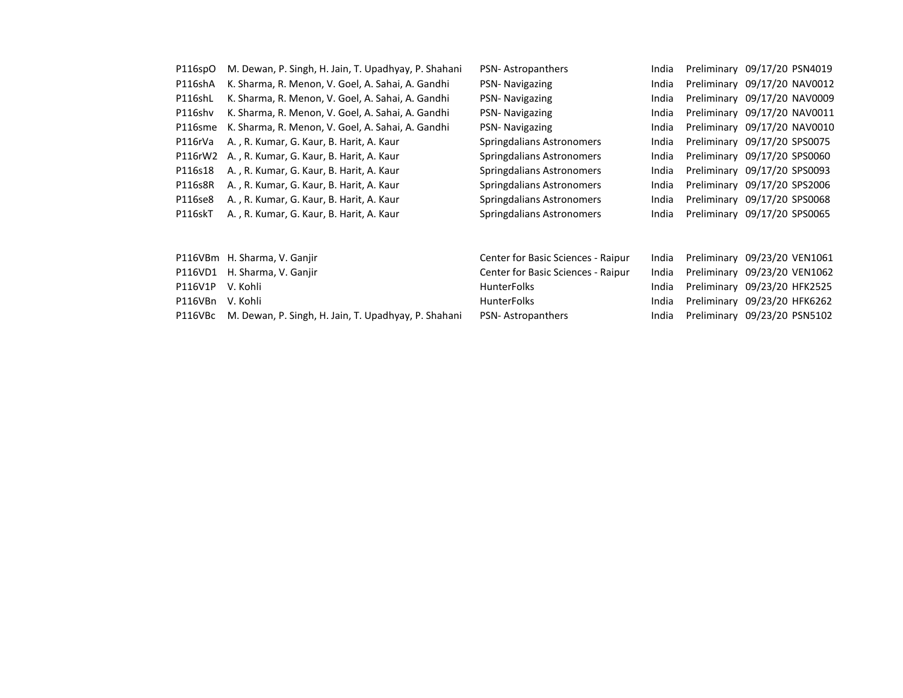| | | | | | | |
|---|---|---|---|---|---|---|
| P116spO | M. Dewan, P. Singh, H. Jain, T. Upadhyay, P. Shahani | PSN- Astropanthers | India | Preliminary | 09/17/20 | PSN4019 |
| P116shA | K. Sharma, R. Menon, V. Goel, A. Sahai, A. Gandhi | PSN- Navigazing | India | Preliminary | 09/17/20 | NAV0012 |
| P116shL | K. Sharma, R. Menon, V. Goel, A. Sahai, A. Gandhi | PSN- Navigazing | India | Preliminary | 09/17/20 | NAV0009 |
| P116shv | K. Sharma, R. Menon, V. Goel, A. Sahai, A. Gandhi | PSN- Navigazing | India | Preliminary | 09/17/20 | NAV0011 |
| P116sme | K. Sharma, R. Menon, V. Goel, A. Sahai, A. Gandhi | PSN- Navigazing | India | Preliminary | 09/17/20 | NAV0010 |
| P116rVa | A. , R. Kumar, G. Kaur, B. Harit, A. Kaur | Springdalians Astronomers | India | Preliminary | 09/17/20 | SPS0075 |
| P116rW2 | A. , R. Kumar, G. Kaur, B. Harit, A. Kaur | Springdalians Astronomers | India | Preliminary | 09/17/20 | SPS0060 |
| P116s18 | A. , R. Kumar, G. Kaur, B. Harit, A. Kaur | Springdalians Astronomers | India | Preliminary | 09/17/20 | SPS0093 |
| P116s8R | A. , R. Kumar, G. Kaur, B. Harit, A. Kaur | Springdalians Astronomers | India | Preliminary | 09/17/20 | SPS2006 |
| P116se8 | A. , R. Kumar, G. Kaur, B. Harit, A. Kaur | Springdalians Astronomers | India | Preliminary | 09/17/20 | SPS0068 |
| P116skT | A. , R. Kumar, G. Kaur, B. Harit, A. Kaur | Springdalians Astronomers | India | Preliminary | 09/17/20 | SPS0065 |
| | | | | | | |
| P116VBm | H. Sharma, V. Ganjir | Center for Basic Sciences - Raipur | India | Preliminary | 09/23/20 | VEN1061 |
| P116VD1 | H. Sharma, V. Ganjir | Center for Basic Sciences - Raipur | India | Preliminary | 09/23/20 | VEN1062 |
| P116V1P | V. Kohli | HunterFolks | India | Preliminary | 09/23/20 | HFK2525 |
| P116VBn | V. Kohli | HunterFolks | India | Preliminary | 09/23/20 | HFK6262 |
| P116VBc | M. Dewan, P. Singh, H. Jain, T. Upadhyay, P. Shahani | PSN- Astropanthers | India | Preliminary | 09/23/20 | PSN5102 |